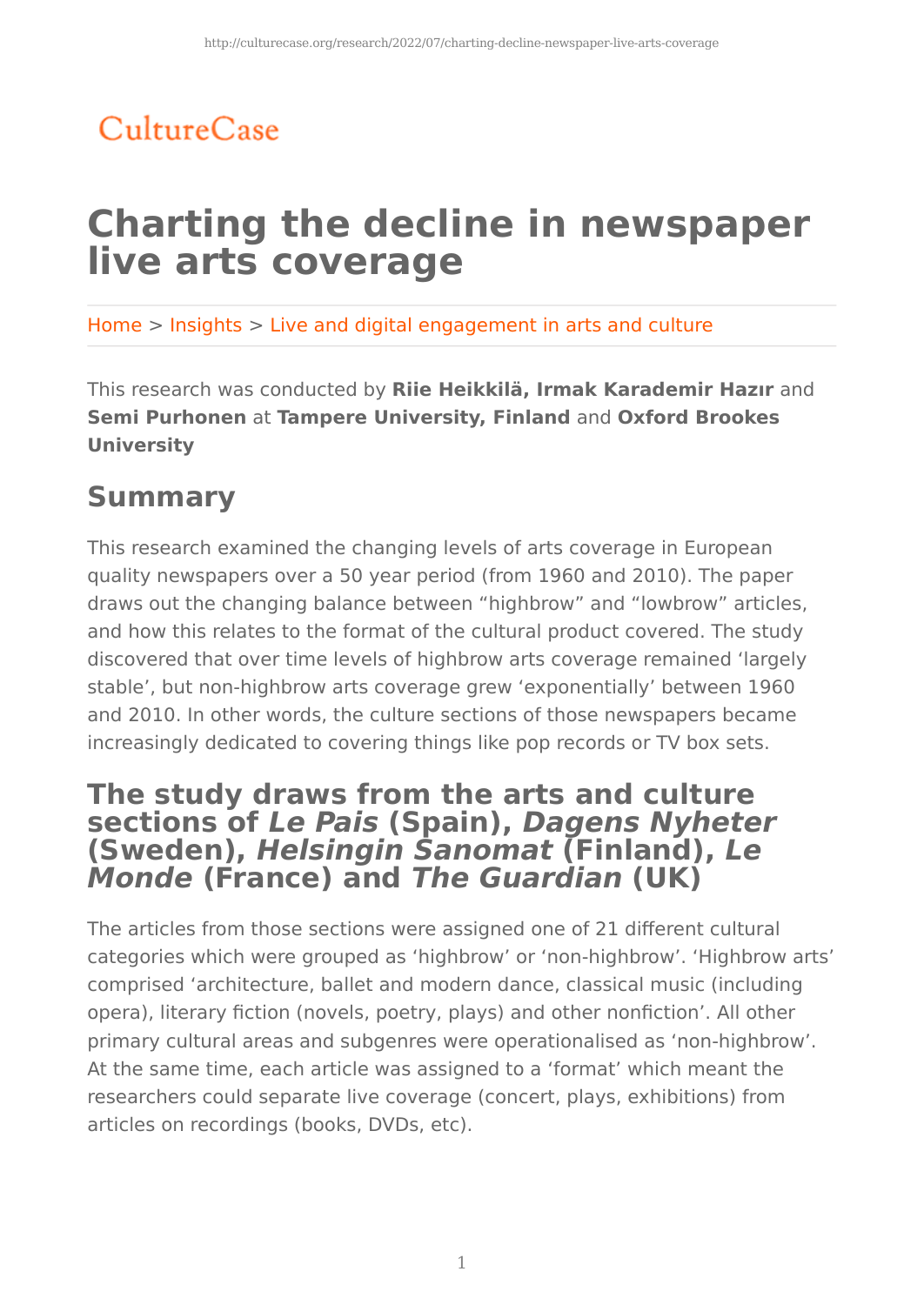CultureCase

# Charting the decline in newspaper live arts coverage

Home > Insights > Live and digital engagement in arts and culture

This research was conducted by **Riie Heikkilä, Irmak Karademir Hazır** and **Semi Purhonen** at **Tampere University, Finland** and **Oxford Brookes University**

## Summary

This research examined the changing levels of arts coverage in European quality newspapers over a 50 year period (from 1960 and 2010). The paper draws out the changing balance between “highbrow” and “lowbrow” articles, and how this relates to the format of the cultural product covered. The study discovered that over time levels of highbrow arts coverage remained ‘largely stable’, but non-highbrow arts coverage grew ‘exponentially’ between 1960 and 2010. In other words, the culture sections of those newspapers became increasingly dedicated to covering things like pop records or TV box sets.

### The study draws from the arts and culture sections of *Le Pais* (Spain), *Dagens Nyheter* (Sweden), *Helsingin Sanomat* (Finland), *Le Monde* (France) and *The Guardian* (UK)

The articles from those sections were assigned one of 21 different cultural categories which were grouped as ‘highbrow’ or ‘non-highbrow’. ‘Highbrow arts’ comprised ‘architecture, ballet and modern dance, classical music (including opera), literary fiction (novels, poetry, plays) and other nonfiction’. All other primary cultural areas and subgenres were operationalised as ‘non-highbrow’. At the same time, each article was assigned to a ‘format’ which meant the researchers could separate live coverage (concert, plays, exhibitions) from articles on recordings (books, DVDs, etc).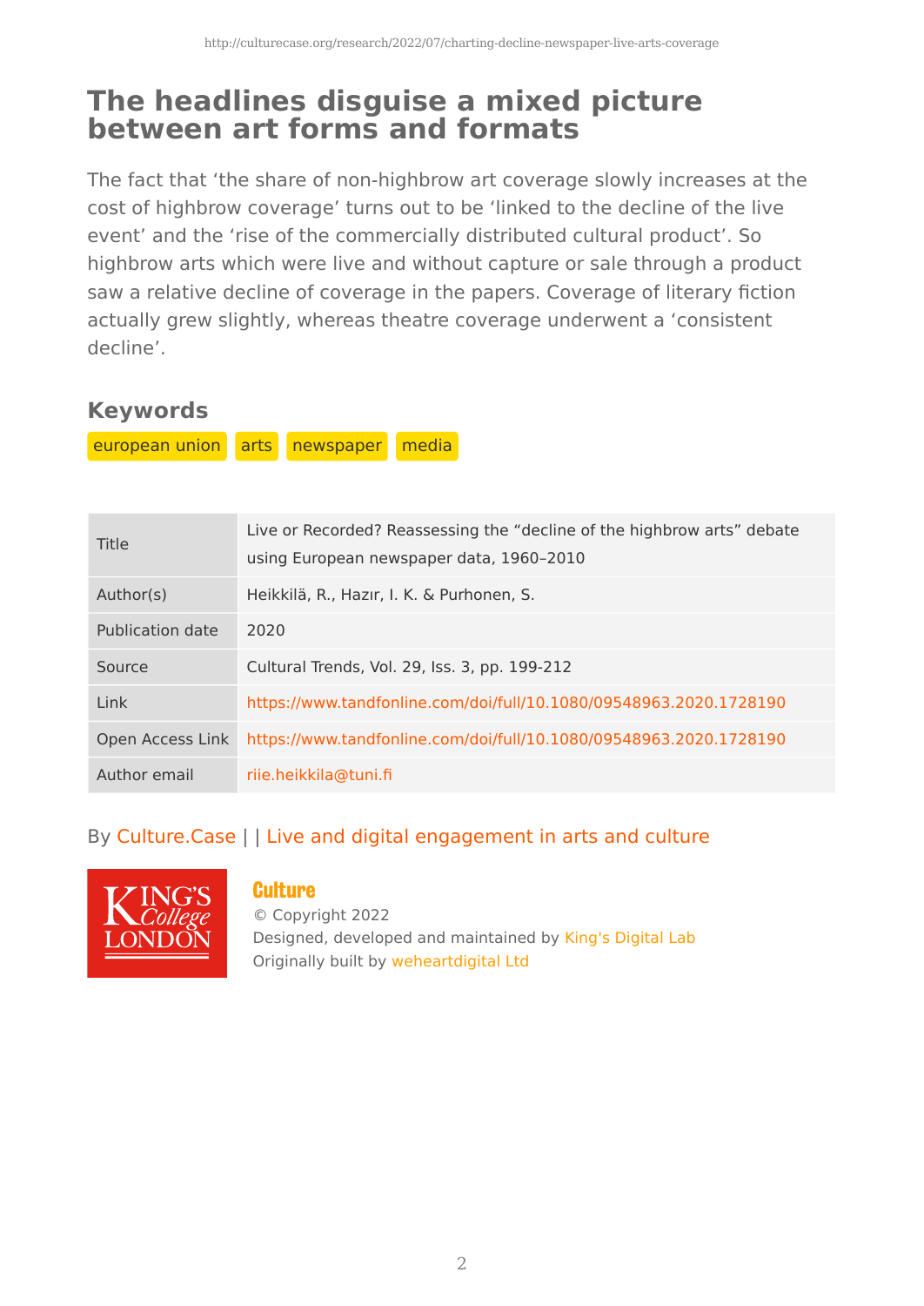## The headlines disguise a mixed picture between art forms and formats

The fact that 'the share of non-highbrow art coverage slowly increases at the cost of highbrow coverage' turns out to be 'linked to the decline of the live event' and the 'rise of the commercially distributed cultural product'. So highbrow arts which were live and without capture or sale through a product saw a relative decline of coverage in the papers. Coverage of literary fiction actually grew slightly, whereas theatre coverage underwent a 'consistent decline'.

### Keywords

european union arts newspaper media

| | |
|---|---|
| Title | Live or Recorded? Reassessing the "decline of the highbrow arts" debate using European newspaper data, 1960–2010 |
| Author(s) | Heikkilä, R., Hazır, I. K. & Purhonen, S. |
| Publication date | 2020 |
| Source | Cultural Trends, Vol. 29, Iss. 3, pp. 199-212 |
| Link | https://www.tandfonline.com/doi/full/10.1080/09548963.2020.1728190 |
| Open Access Link | https://www.tandfonline.com/doi/full/10.1080/09548963.2020.1728190 |
| Author email | riie.heikkila@tuni.fi |

By Culture.Case | | Live and digital engagement in arts and culture

KING'S College LONDON

Culture
© Copyright 2022
Designed, developed and maintained by King's Digital Lab
Originally built by weheartdigital Ltd